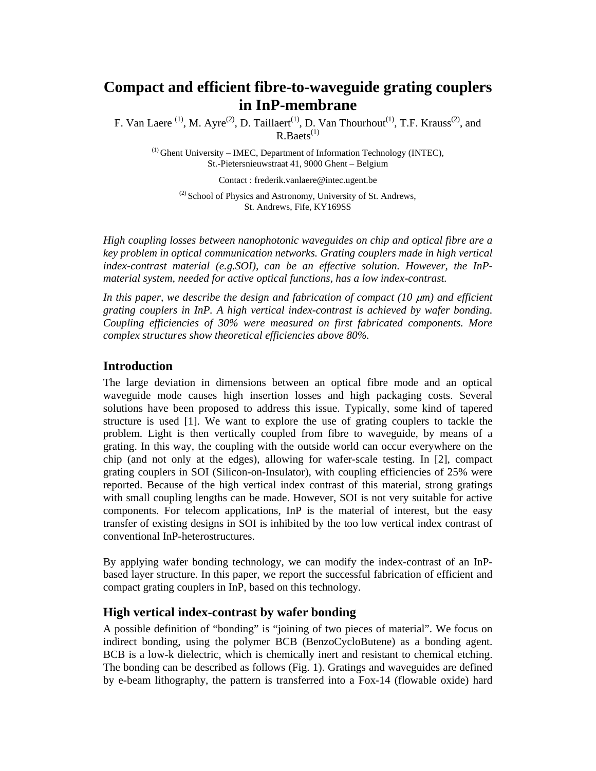# Compact and efficient fibre-to-waveguide grating couplers in InP-membrane

F. Van Laere [(1)], M. Ayre[(2)], D. Taillaert[(1)], D. Van Thourhout[(1)], T.F. Krauss[(2)], and R.Baets[(1)]

[(1)] Ghent University – IMEC, Department of Information Technology (INTEC), St.-Pietersnieuwstraat 41, 9000 Ghent – Belgium

Contact : frederik.vanlaere@intec.ugent.be

[(2)] School of Physics and Astronomy, University of St. Andrews, St. Andrews, Fife, KY169SS

*High coupling losses between nanophotonic waveguides on chip and optical fibre are a key problem in optical communication networks. Grating couplers made in high vertical index-contrast material (e.g.SOI), can be an effective solution. However, the InP-material system, needed for active optical functions, has a low index-contrast.*

*In this paper, we describe the design and fabrication of compact (10 $\mu$m) and efficient grating couplers in InP. A high vertical index-contrast is achieved by wafer bonding. Coupling efficiencies of 30% were measured on first fabricated components. More complex structures show theoretical efficiencies above 80%.*

## Introduction

The large deviation in dimensions between an optical fibre mode and an optical waveguide mode causes high insertion losses and high packaging costs. Several solutions have been proposed to address this issue. Typically, some kind of tapered structure is used [1]. We want to explore the use of grating couplers to tackle the problem. Light is then vertically coupled from fibre to waveguide, by means of a grating. In this way, the coupling with the outside world can occur everywhere on the chip (and not only at the edges), allowing for wafer-scale testing. In [2], compact grating couplers in SOI (Silicon-on-Insulator), with coupling efficiencies of 25% were reported. Because of the high vertical index contrast of this material, strong gratings with small coupling lengths can be made. However, SOI is not very suitable for active components. For telecom applications, InP is the material of interest, but the easy transfer of existing designs in SOI is inhibited by the too low vertical index contrast of conventional InP-heterostructures.

By applying wafer bonding technology, we can modify the index-contrast of an InP-based layer structure. In this paper, we report the successful fabrication of efficient and compact grating couplers in InP, based on this technology.

## High vertical index-contrast by wafer bonding

A possible definition of "bonding" is "joining of two pieces of material". We focus on indirect bonding, using the polymer BCB (BenzoCycloButene) as a bonding agent. BCB is a low-k dielectric, which is chemically inert and resistant to chemical etching. The bonding can be described as follows (Fig. 1). Gratings and waveguides are defined by e-beam lithography, the pattern is transferred into a Fox-14 (flowable oxide) hard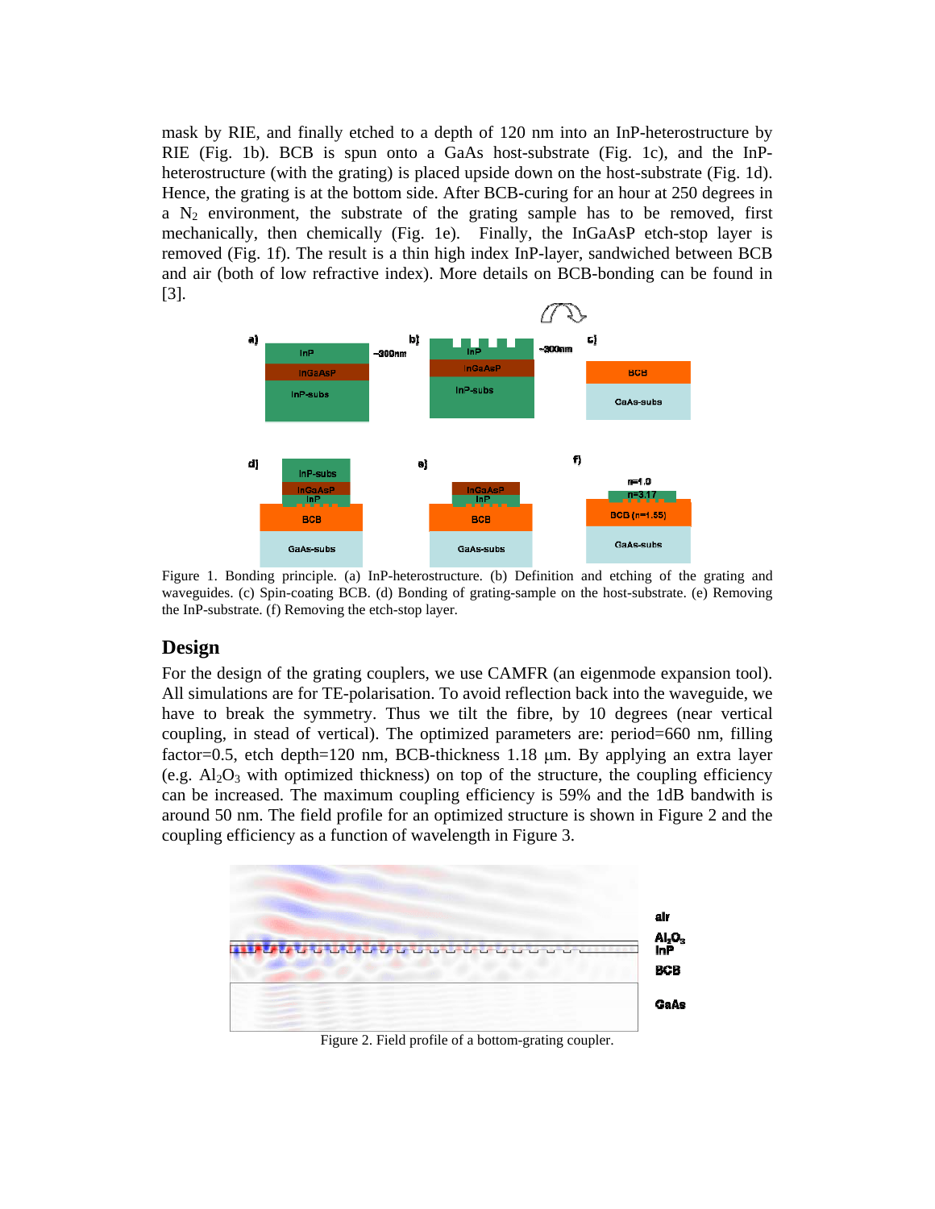mask by RIE, and finally etched to a depth of 120 nm into an InP-heterostructure by RIE (Fig. 1b). BCB is spun onto a GaAs host-substrate (Fig. 1c), and the InP-heterostructure (with the grating) is placed upside down on the host-substrate (Fig. 1d). Hence, the grating is at the bottom side. After BCB-curing for an hour at 250 degrees in a $N_2$ environment, the substrate of the grating sample has to be removed, first mechanically, then chemically (Fig. 1e). Finally, the InGaAsP etch-stop layer is removed (Fig. 1f). The result is a thin high index InP-layer, sandwiched between BCB and air (both of low refractive index). More details on BCB-bonding can be found in [3].

Figure 1. Bonding principle. (a) InP-heterostructure. (b) Definition and etching of the grating and waveguides. (c) Spin-coating BCB. (d) Bonding of grating-sample on the host-substrate. (e) Removing the InP-substrate. (f) Removing the etch-stop layer.

## Design

For the design of the grating couplers, we use CAMFR (an eigenmode expansion tool). All simulations are for TE-polarisation. To avoid reflection back into the waveguide, we have to break the symmetry. Thus we tilt the fibre, by 10 degrees (near vertical coupling, in stead of vertical). The optimized parameters are: period=660 nm, filling factor=0.5, etch depth=120 nm, BCB-thickness 1.18 µm. By applying an extra layer (e.g. $Al_2O_3$ with optimized thickness) on top of the structure, the coupling efficiency can be increased. The maximum coupling efficiency is 59% and the 1dB bandwith is around 50 nm. The field profile for an optimized structure is shown in Figure 2 and the coupling efficiency as a function of wavelength in Figure 3.

Figure 2. Field profile of a bottom-grating coupler.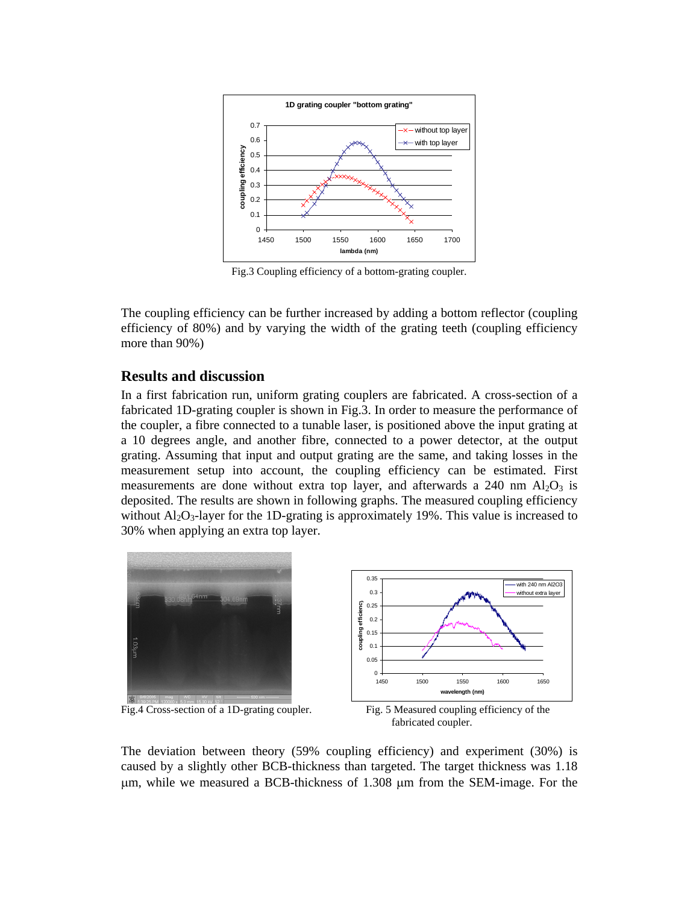Fig.3 Coupling efficiency of a bottom-grating coupler.

The coupling efficiency can be further increased by adding a bottom reflector (coupling efficiency of 80%) and by varying the width of the grating teeth (coupling efficiency more than 90%)

## Results and discussion

In a first fabrication run, uniform grating couplers are fabricated. A cross-section of a fabricated 1D-grating coupler is shown in Fig.3. In order to measure the performance of the coupler, a fibre connected to a tunable laser, is positioned above the input grating at a 10 degrees angle, and another fibre, connected to a power detector, at the output grating. Assuming that input and output grating are the same, and taking losses in the measurement setup into account, the coupling efficiency can be estimated. First measurements are done without extra top layer, and afterwards a 240 nm $Al_2O_3$ is deposited. The results are shown in following graphs. The measured coupling efficiency without $Al_2O_3$-layer for the 1D-grating is approximately 19%. This value is increased to 30% when applying an extra top layer.

Fig.4 Cross-section of a 1D-grating coupler.

Fig. 5 Measured coupling efficiency of the fabricated coupler.

The deviation between theory (59% coupling efficiency) and experiment (30%) is caused by a slightly other BCB-thickness than targeted. The target thickness was 1.18 μm, while we measured a BCB-thickness of 1.308 μm from the SEM-image. For the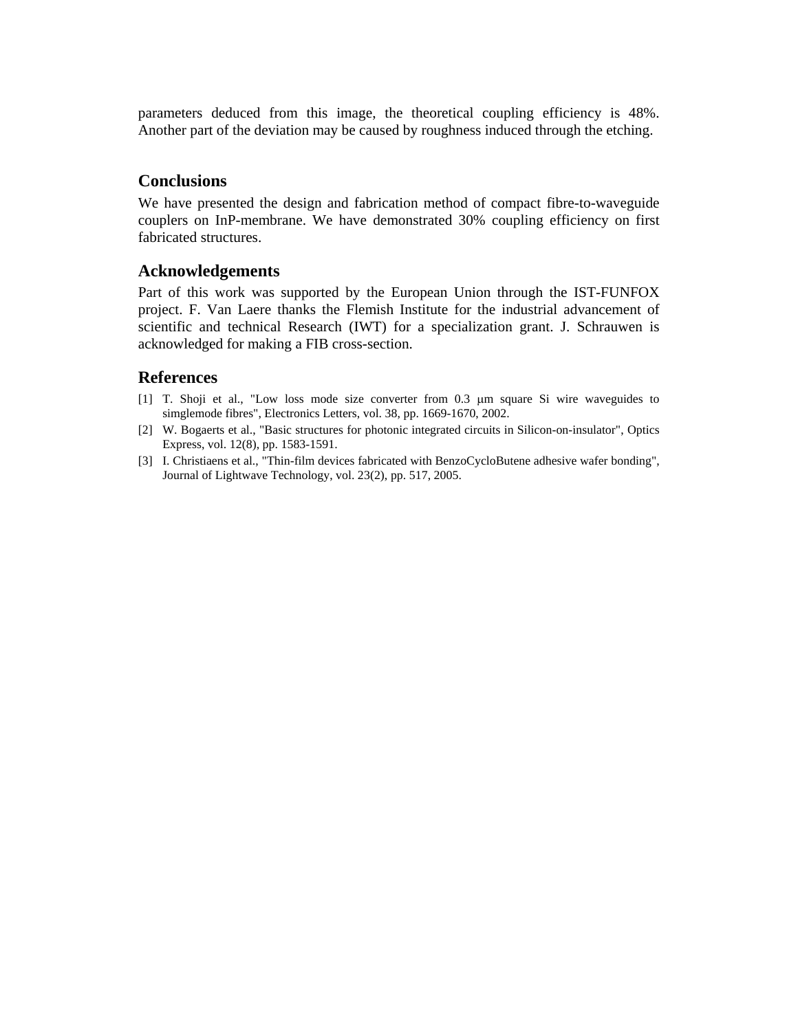parameters deduced from this image, the theoretical coupling efficiency is 48%. Another part of the deviation may be caused by roughness induced through the etching.

## Conclusions

We have presented the design and fabrication method of compact fibre-to-waveguide couplers on InP-membrane. We have demonstrated 30% coupling efficiency on first fabricated structures.

## Acknowledgements

Part of this work was supported by the European Union through the IST-FUNFOX project. F. Van Laere thanks the Flemish Institute for the industrial advancement of scientific and technical Research (IWT) for a specialization grant. J. Schrauwen is acknowledged for making a FIB cross-section.

## References

[1] T. Shoji et al., "Low loss mode size converter from 0.3 μm square Si wire waveguides to simglemode fibres", Electronics Letters, vol. 38, pp. 1669-1670, 2002.

[2] W. Bogaerts et al., "Basic structures for photonic integrated circuits in Silicon-on-insulator", Optics Express, vol. 12(8), pp. 1583-1591.

[3] I. Christiaens et al., "Thin-film devices fabricated with BenzoCycloButene adhesive wafer bonding", Journal of Lightwave Technology, vol. 23(2), pp. 517, 2005.